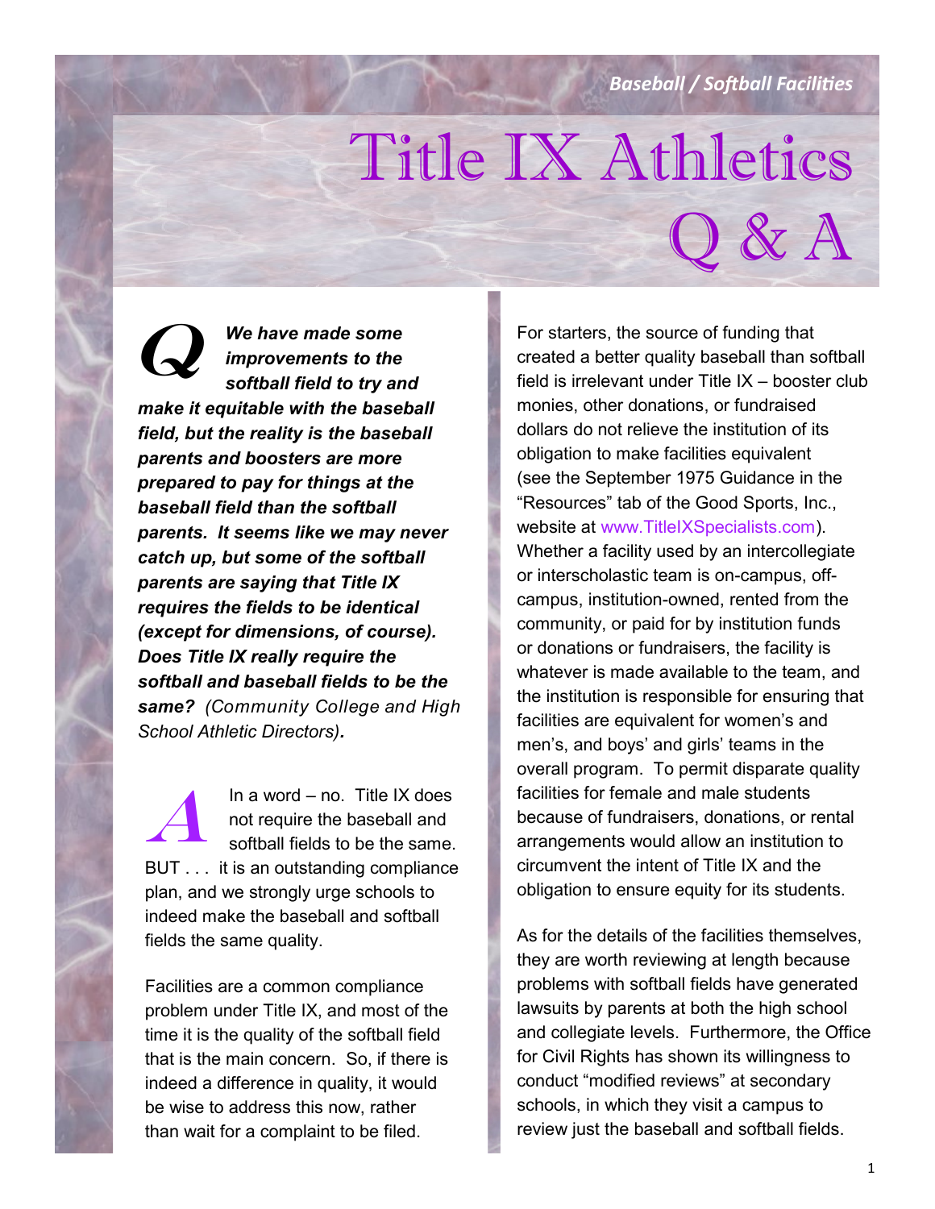*Baseball / Softball Facilities*

# Title IX Athletics Q & A

**Q** ***We have made some improvements to the softball field to try and make it equitable with the baseball field, but the reality is the baseball parents and boosters are more prepared to pay for things at the baseball field than the softball parents. It seems like we may never catch up, but some of the softball parents are saying that Title IX requires the fields to be identical (except for dimensions, of course). Does Title IX really require the softball and baseball fields to be the same?*** *(Community College and High School Athletic Directors)***.**

**A** In a word – no. Title IX does not require the baseball and softball fields to be the same. BUT . . . it is an outstanding compliance plan, and we strongly urge schools to indeed make the baseball and softball fields the same quality.

Facilities are a common compliance problem under Title IX, and most of the time it is the quality of the softball field that is the main concern. So, if there is indeed a difference in quality, it would be wise to address this now, rather than wait for a complaint to be filed.

For starters, the source of funding that created a better quality baseball than softball field is irrelevant under Title IX – booster club monies, other donations, or fundraised dollars do not relieve the institution of its obligation to make facilities equivalent (see the September 1975 Guidance in the "Resources" tab of the Good Sports, Inc., website at www.TitleIXSpecialists.com). Whether a facility used by an intercollegiate or interscholastic team is on-campus, off-campus, institution-owned, rented from the community, or paid for by institution funds or donations or fundraisers, the facility is whatever is made available to the team, and the institution is responsible for ensuring that facilities are equivalent for women's and men's, and boys' and girls' teams in the overall program. To permit disparate quality facilities for female and male students because of fundraisers, donations, or rental arrangements would allow an institution to circumvent the intent of Title IX and the obligation to ensure equity for its students.

As for the details of the facilities themselves, they are worth reviewing at length because problems with softball fields have generated lawsuits by parents at both the high school and collegiate levels. Furthermore, the Office for Civil Rights has shown its willingness to conduct "modified reviews" at secondary schools, in which they visit a campus to review just the baseball and softball fields.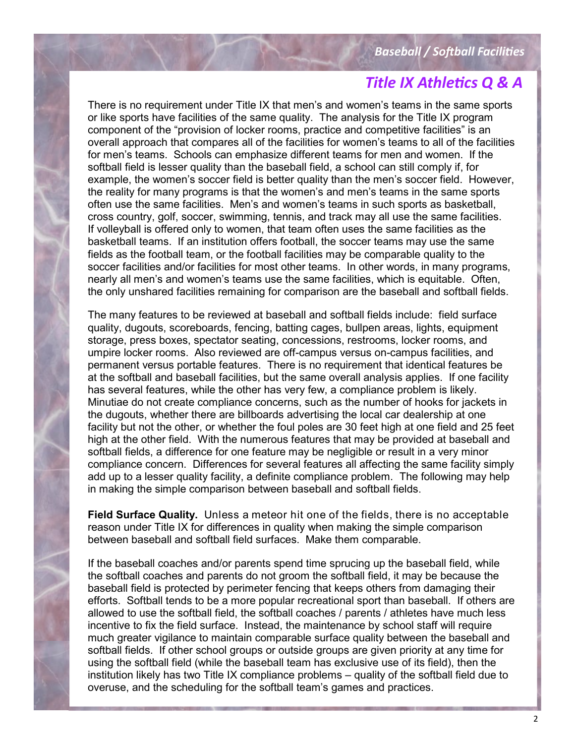## Title IX Athletics Q & A

There is no requirement under Title IX that men's and women's teams in the same sports or like sports have facilities of the same quality. The analysis for the Title IX program component of the "provision of locker rooms, practice and competitive facilities" is an overall approach that compares all of the facilities for women's teams to all of the facilities for men's teams. Schools can emphasize different teams for men and women. If the softball field is lesser quality than the baseball field, a school can still comply if, for example, the women's soccer field is better quality than the men's soccer field. However, the reality for many programs is that the women's and men's teams in the same sports often use the same facilities. Men's and women's teams in such sports as basketball, cross country, golf, soccer, swimming, tennis, and track may all use the same facilities. If volleyball is offered only to women, that team often uses the same facilities as the basketball teams. If an institution offers football, the soccer teams may use the same fields as the football team, or the football facilities may be comparable quality to the soccer facilities and/or facilities for most other teams. In other words, in many programs, nearly all men's and women's teams use the same facilities, which is equitable. Often, the only unshared facilities remaining for comparison are the baseball and softball fields.

The many features to be reviewed at baseball and softball fields include: field surface quality, dugouts, scoreboards, fencing, batting cages, bullpen areas, lights, equipment storage, press boxes, spectator seating, concessions, restrooms, locker rooms, and umpire locker rooms. Also reviewed are off-campus versus on-campus facilities, and permanent versus portable features. There is no requirement that identical features be at the softball and baseball facilities, but the same overall analysis applies. If one facility has several features, while the other has very few, a compliance problem is likely. Minutiae do not create compliance concerns, such as the number of hooks for jackets in the dugouts, whether there are billboards advertising the local car dealership at one facility but not the other, or whether the foul poles are 30 feet high at one field and 25 feet high at the other field. With the numerous features that may be provided at baseball and softball fields, a difference for one feature may be negligible or result in a very minor compliance concern. Differences for several features all affecting the same facility simply add up to a lesser quality facility, a definite compliance problem. The following may help in making the simple comparison between baseball and softball fields.

**Field Surface Quality.** Unless a meteor hit one of the fields, there is no acceptable reason under Title IX for differences in quality when making the simple comparison between baseball and softball field surfaces. Make them comparable.

If the baseball coaches and/or parents spend time sprucing up the baseball field, while the softball coaches and parents do not groom the softball field, it may be because the baseball field is protected by perimeter fencing that keeps others from damaging their efforts. Softball tends to be a more popular recreational sport than baseball. If others are allowed to use the softball field, the softball coaches / parents / athletes have much less incentive to fix the field surface. Instead, the maintenance by school staff will require much greater vigilance to maintain comparable surface quality between the baseball and softball fields. If other school groups or outside groups are given priority at any time for using the softball field (while the baseball team has exclusive use of its field), then the institution likely has two Title IX compliance problems – quality of the softball field due to overuse, and the scheduling for the softball team's games and practices.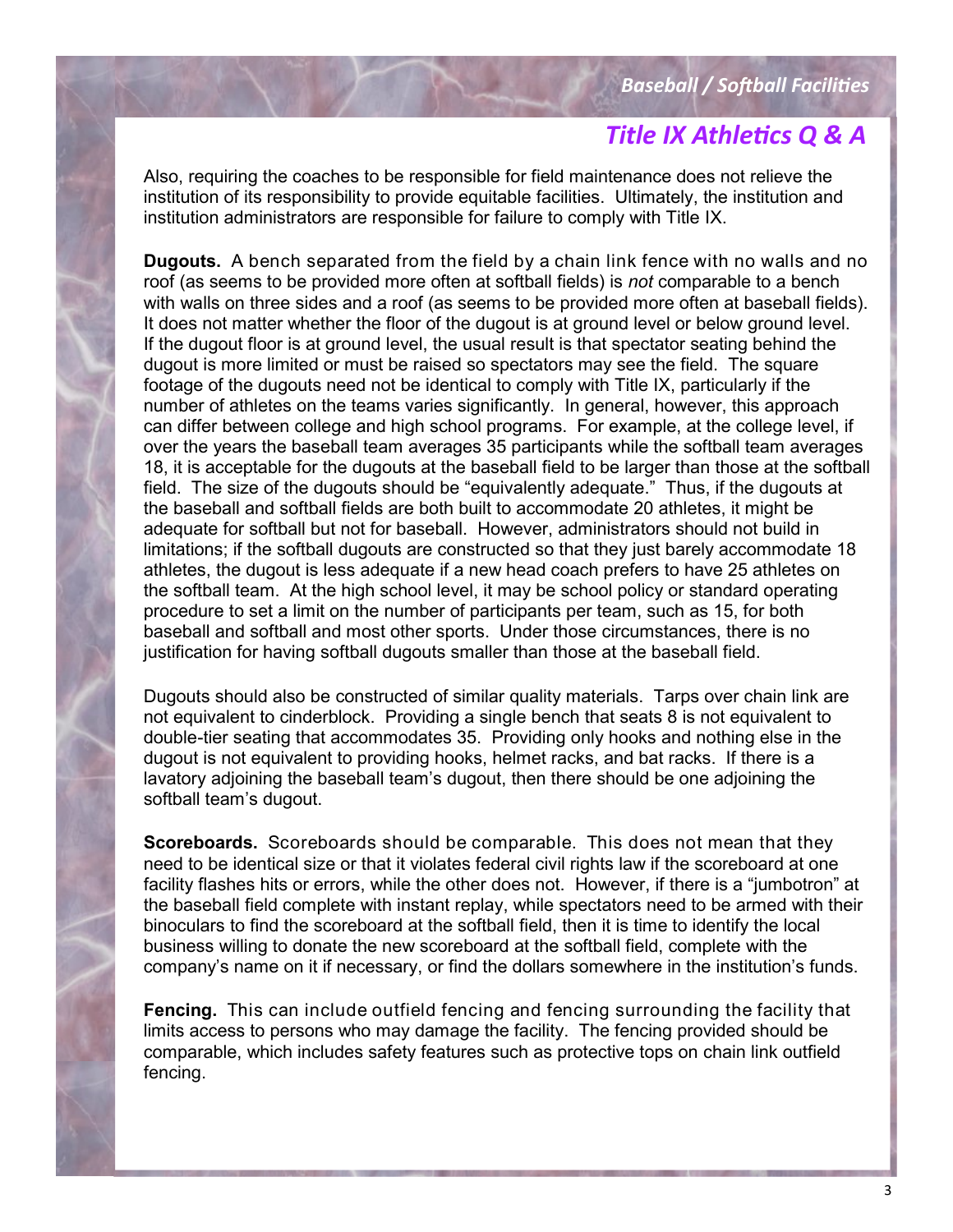Also, requiring the coaches to be responsible for field maintenance does not relieve the institution of its responsibility to provide equitable facilities. Ultimately, the institution and institution administrators are responsible for failure to comply with Title IX.

**Dugouts.** A bench separated from the field by a chain link fence with no walls and no roof (as seems to be provided more often at softball fields) is *not* comparable to a bench with walls on three sides and a roof (as seems to be provided more often at baseball fields). It does not matter whether the floor of the dugout is at ground level or below ground level. If the dugout floor is at ground level, the usual result is that spectator seating behind the dugout is more limited or must be raised so spectators may see the field. The square footage of the dugouts need not be identical to comply with Title IX, particularly if the number of athletes on the teams varies significantly. In general, however, this approach can differ between college and high school programs. For example, at the college level, if over the years the baseball team averages 35 participants while the softball team averages 18, it is acceptable for the dugouts at the baseball field to be larger than those at the softball field. The size of the dugouts should be "equivalently adequate." Thus, if the dugouts at the baseball and softball fields are both built to accommodate 20 athletes, it might be adequate for softball but not for baseball. However, administrators should not build in limitations; if the softball dugouts are constructed so that they just barely accommodate 18 athletes, the dugout is less adequate if a new head coach prefers to have 25 athletes on the softball team. At the high school level, it may be school policy or standard operating procedure to set a limit on the number of participants per team, such as 15, for both baseball and softball and most other sports. Under those circumstances, there is no justification for having softball dugouts smaller than those at the baseball field.

Dugouts should also be constructed of similar quality materials. Tarps over chain link are not equivalent to cinderblock. Providing a single bench that seats 8 is not equivalent to double-tier seating that accommodates 35. Providing only hooks and nothing else in the dugout is not equivalent to providing hooks, helmet racks, and bat racks. If there is a lavatory adjoining the baseball team's dugout, then there should be one adjoining the softball team's dugout.

**Scoreboards.** Scoreboards should be comparable. This does not mean that they need to be identical size or that it violates federal civil rights law if the scoreboard at one facility flashes hits or errors, while the other does not. However, if there is a "jumbotron" at the baseball field complete with instant replay, while spectators need to be armed with their binoculars to find the scoreboard at the softball field, then it is time to identify the local business willing to donate the new scoreboard at the softball field, complete with the company's name on it if necessary, or find the dollars somewhere in the institution's funds.

**Fencing.** This can include outfield fencing and fencing surrounding the facility that limits access to persons who may damage the facility. The fencing provided should be comparable, which includes safety features such as protective tops on chain link outfield fencing.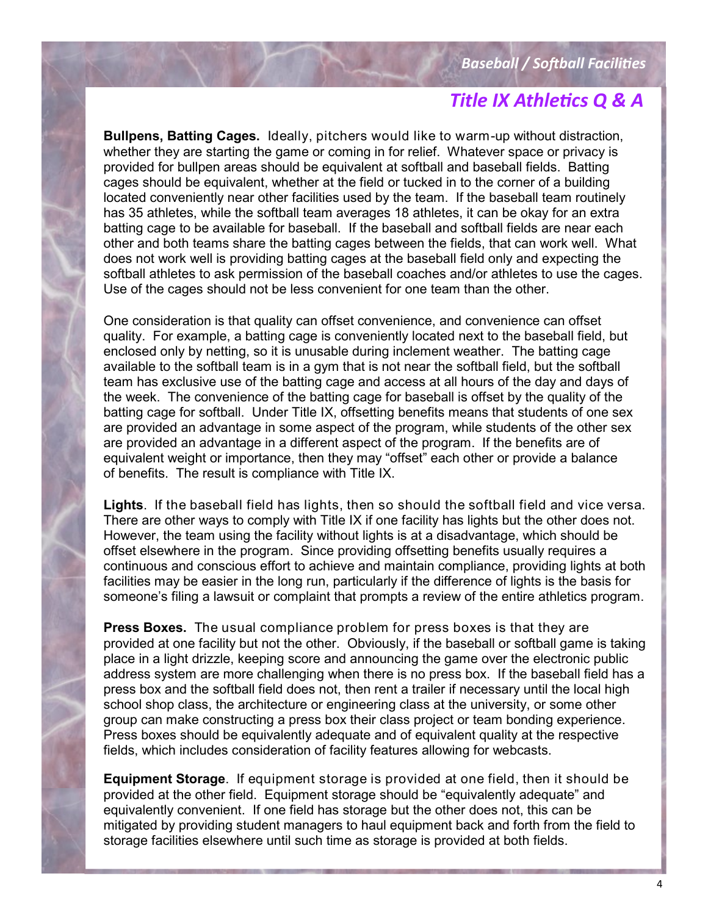**Bullpens, Batting Cages.** Ideally, pitchers would like to warm-up without distraction, whether they are starting the game or coming in for relief. Whatever space or privacy is provided for bullpen areas should be equivalent at softball and baseball fields. Batting cages should be equivalent, whether at the field or tucked in to the corner of a building located conveniently near other facilities used by the team. If the baseball team routinely has 35 athletes, while the softball team averages 18 athletes, it can be okay for an extra batting cage to be available for baseball. If the baseball and softball fields are near each other and both teams share the batting cages between the fields, that can work well. What does not work well is providing batting cages at the baseball field only and expecting the softball athletes to ask permission of the baseball coaches and/or athletes to use the cages. Use of the cages should not be less convenient for one team than the other.

One consideration is that quality can offset convenience, and convenience can offset quality. For example, a batting cage is conveniently located next to the baseball field, but enclosed only by netting, so it is unusable during inclement weather. The batting cage available to the softball team is in a gym that is not near the softball field, but the softball team has exclusive use of the batting cage and access at all hours of the day and days of the week. The convenience of the batting cage for baseball is offset by the quality of the batting cage for softball. Under Title IX, offsetting benefits means that students of one sex are provided an advantage in some aspect of the program, while students of the other sex are provided an advantage in a different aspect of the program. If the benefits are of equivalent weight or importance, then they may "offset" each other or provide a balance of benefits. The result is compliance with Title IX.

**Lights**. If the baseball field has lights, then so should the softball field and vice versa. There are other ways to comply with Title IX if one facility has lights but the other does not. However, the team using the facility without lights is at a disadvantage, which should be offset elsewhere in the program. Since providing offsetting benefits usually requires a continuous and conscious effort to achieve and maintain compliance, providing lights at both facilities may be easier in the long run, particularly if the difference of lights is the basis for someone's filing a lawsuit or complaint that prompts a review of the entire athletics program.

**Press Boxes.** The usual compliance problem for press boxes is that they are provided at one facility but not the other. Obviously, if the baseball or softball game is taking place in a light drizzle, keeping score and announcing the game over the electronic public address system are more challenging when there is no press box. If the baseball field has a press box and the softball field does not, then rent a trailer if necessary until the local high school shop class, the architecture or engineering class at the university, or some other group can make constructing a press box their class project or team bonding experience. Press boxes should be equivalently adequate and of equivalent quality at the respective fields, which includes consideration of facility features allowing for webcasts.

**Equipment Storage**. If equipment storage is provided at one field, then it should be provided at the other field. Equipment storage should be "equivalently adequate" and equivalently convenient. If one field has storage but the other does not, this can be mitigated by providing student managers to haul equipment back and forth from the field to storage facilities elsewhere until such time as storage is provided at both fields.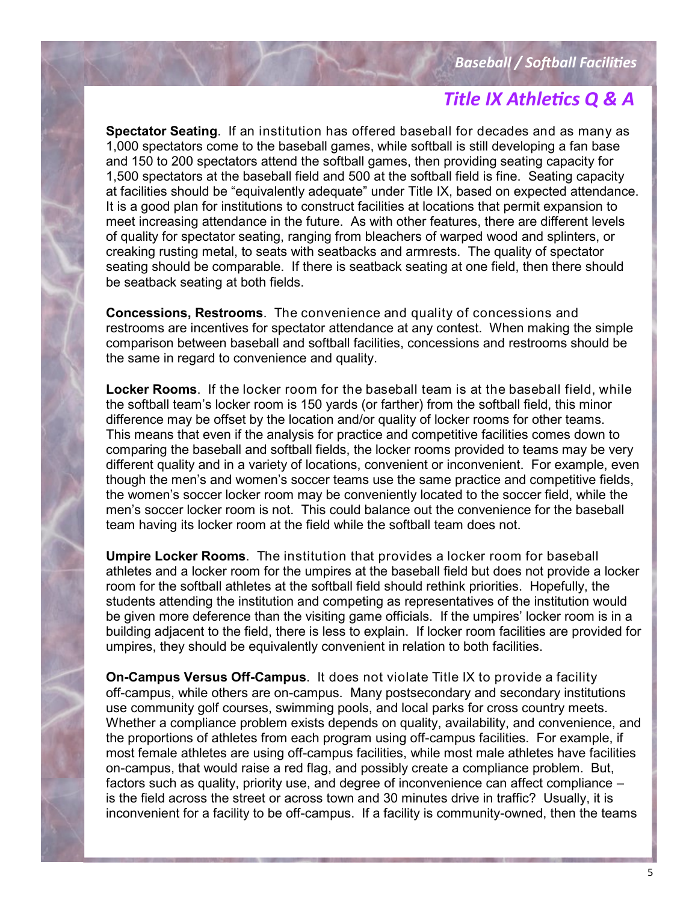**Spectator Seating**. If an institution has offered baseball for decades and as many as 1,000 spectators come to the baseball games, while softball is still developing a fan base and 150 to 200 spectators attend the softball games, then providing seating capacity for 1,500 spectators at the baseball field and 500 at the softball field is fine. Seating capacity at facilities should be "equivalently adequate" under Title IX, based on expected attendance. It is a good plan for institutions to construct facilities at locations that permit expansion to meet increasing attendance in the future. As with other features, there are different levels of quality for spectator seating, ranging from bleachers of warped wood and splinters, or creaking rusting metal, to seats with seatbacks and armrests. The quality of spectator seating should be comparable. If there is seatback seating at one field, then there should be seatback seating at both fields.

**Concessions, Restrooms**. The convenience and quality of concessions and restrooms are incentives for spectator attendance at any contest. When making the simple comparison between baseball and softball facilities, concessions and restrooms should be the same in regard to convenience and quality.

**Locker Rooms**. If the locker room for the baseball team is at the baseball field, while the softball team's locker room is 150 yards (or farther) from the softball field, this minor difference may be offset by the location and/or quality of locker rooms for other teams. This means that even if the analysis for practice and competitive facilities comes down to comparing the baseball and softball fields, the locker rooms provided to teams may be very different quality and in a variety of locations, convenient or inconvenient. For example, even though the men's and women's soccer teams use the same practice and competitive fields, the women's soccer locker room may be conveniently located to the soccer field, while the men's soccer locker room is not. This could balance out the convenience for the baseball team having its locker room at the field while the softball team does not.

**Umpire Locker Rooms**. The institution that provides a locker room for baseball athletes and a locker room for the umpires at the baseball field but does not provide a locker room for the softball athletes at the softball field should rethink priorities. Hopefully, the students attending the institution and competing as representatives of the institution would be given more deference than the visiting game officials. If the umpires' locker room is in a building adjacent to the field, there is less to explain. If locker room facilities are provided for umpires, they should be equivalently convenient in relation to both facilities.

**On-Campus Versus Off-Campus**. It does not violate Title IX to provide a facility off-campus, while others are on-campus. Many postsecondary and secondary institutions use community golf courses, swimming pools, and local parks for cross country meets. Whether a compliance problem exists depends on quality, availability, and convenience, and the proportions of athletes from each program using off-campus facilities. For example, if most female athletes are using off-campus facilities, while most male athletes have facilities on-campus, that would raise a red flag, and possibly create a compliance problem. But, factors such as quality, priority use, and degree of inconvenience can affect compliance – is the field across the street or across town and 30 minutes drive in traffic? Usually, it is inconvenient for a facility to be off-campus. If a facility is community-owned, then the teams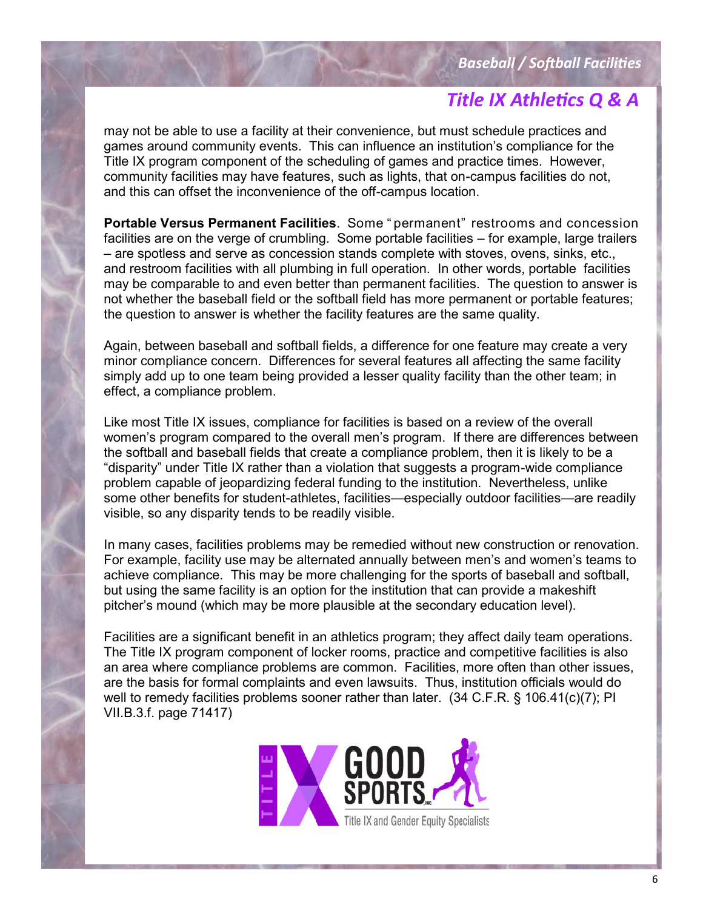may not be able to use a facility at their convenience, but must schedule practices and games around community events. This can influence an institution's compliance for the Title IX program component of the scheduling of games and practice times. However, community facilities may have features, such as lights, that on-campus facilities do not, and this can offset the inconvenience of the off-campus location.

**Portable Versus Permanent Facilities**. Some "permanent" restrooms and concession facilities are on the verge of crumbling. Some portable facilities – for example, large trailers – are spotless and serve as concession stands complete with stoves, ovens, sinks, etc., and restroom facilities with all plumbing in full operation. In other words, portable facilities may be comparable to and even better than permanent facilities. The question to answer is not whether the baseball field or the softball field has more permanent or portable features; the question to answer is whether the facility features are the same quality.

Again, between baseball and softball fields, a difference for one feature may create a very minor compliance concern. Differences for several features all affecting the same facility simply add up to one team being provided a lesser quality facility than the other team; in effect, a compliance problem.

Like most Title IX issues, compliance for facilities is based on a review of the overall women's program compared to the overall men's program. If there are differences between the softball and baseball fields that create a compliance problem, then it is likely to be a "disparity" under Title IX rather than a violation that suggests a program-wide compliance problem capable of jeopardizing federal funding to the institution. Nevertheless, unlike some other benefits for student-athletes, facilities—especially outdoor facilities—are readily visible, so any disparity tends to be readily visible.

In many cases, facilities problems may be remedied without new construction or renovation. For example, facility use may be alternated annually between men's and women's teams to achieve compliance. This may be more challenging for the sports of baseball and softball, but using the same facility is an option for the institution that can provide a makeshift pitcher's mound (which may be more plausible at the secondary education level).

Facilities are a significant benefit in an athletics program; they affect daily team operations. The Title IX program component of locker rooms, practice and competitive facilities is also an area where compliance problems are common. Facilities, more often than other issues, are the basis for formal complaints and even lawsuits. Thus, institution officials would do well to remedy facilities problems sooner rather than later. (34 C.F.R. § 106.41(c)(7); PI VII.B.3.f. page 71417)

TITLE IX GOOD SPORTS INC.
Title IX and Gender Equity Specialists